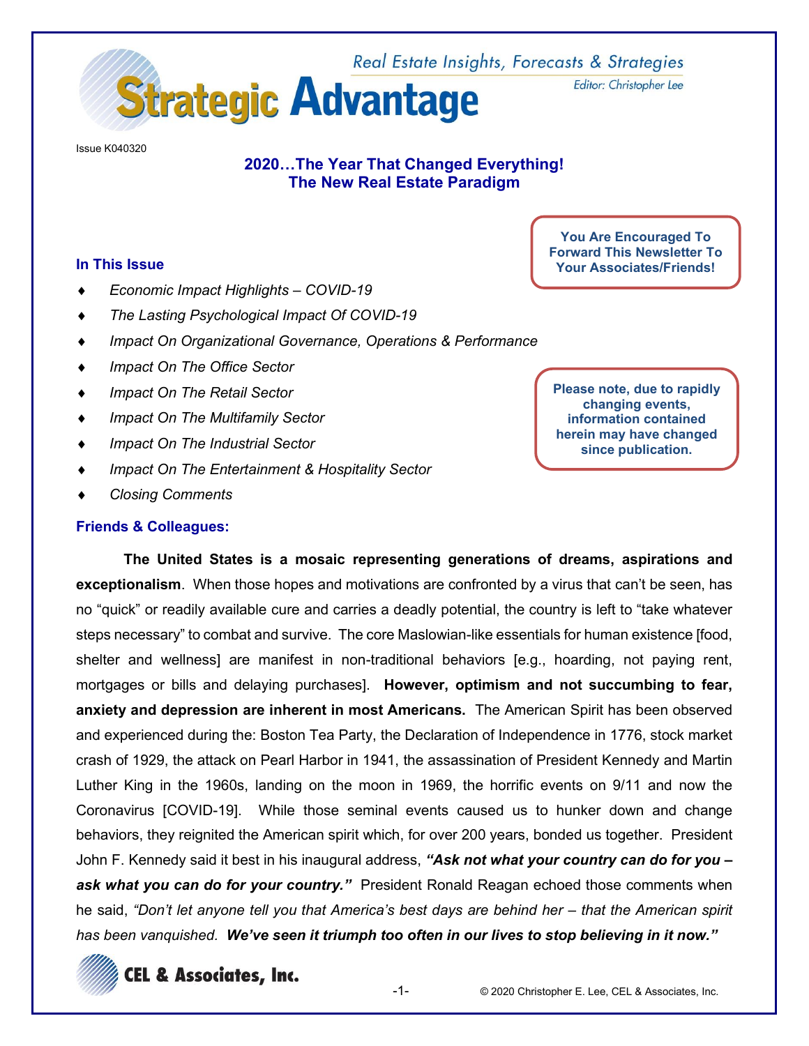# Strategic Advantage

Real Estate Insights, Forecasts & Strategies

Editor: Christopher Lee

Issue K040320

## 2020…The Year That Changed Everything!
## The New Real Estate Paradigm

**You Are Encouraged To Forward This Newsletter To Your Associates/Friends!**

### In This Issue

- *Economic Impact Highlights – COVID-19*
- *The Lasting Psychological Impact Of COVID-19*
- *Impact On Organizational Governance, Operations & Performance*
- *Impact On The Office Sector*
- *Impact On The Retail Sector*
- *Impact On The Multifamily Sector*
- *Impact On The Industrial Sector*
- *Impact On The Entertainment & Hospitality Sector*
- *Closing Comments*

**Please note, due to rapidly changing events, information contained herein may have changed since publication.**

### Friends & Colleagues:

**The United States is a mosaic representing generations of dreams, aspirations and exceptionalism**. When those hopes and motivations are confronted by a virus that can't be seen, has no "quick" or readily available cure and carries a deadly potential, the country is left to "take whatever steps necessary" to combat and survive. The core Maslowian-like essentials for human existence [food, shelter and wellness] are manifest in non-traditional behaviors [e.g., hoarding, not paying rent, mortgages or bills and delaying purchases]. **However, optimism and not succumbing to fear, anxiety and depression are inherent in most Americans.** The American Spirit has been observed and experienced during the: Boston Tea Party, the Declaration of Independence in 1776, stock market crash of 1929, the attack on Pearl Harbor in 1941, the assassination of President Kennedy and Martin Luther King in the 1960s, landing on the moon in 1969, the horrific events on 9/11 and now the Coronavirus [COVID-19]. While those seminal events caused us to hunker down and change behaviors, they reignited the American spirit which, for over 200 years, bonded us together. President John F. Kennedy said it best in his inaugural address, ***"Ask not what your country can do for you – ask what you can do for your country."*** President Ronald Reagan echoed those comments when he said, *"Don't let anyone tell you that America's best days are behind her – that the American spirit has been vanquished.* ***We've seen it triumph too often in our lives to stop believing in it now."***

CEL & Associates, Inc.

© 2020 Christopher E. Lee, CEL & Associates, Inc.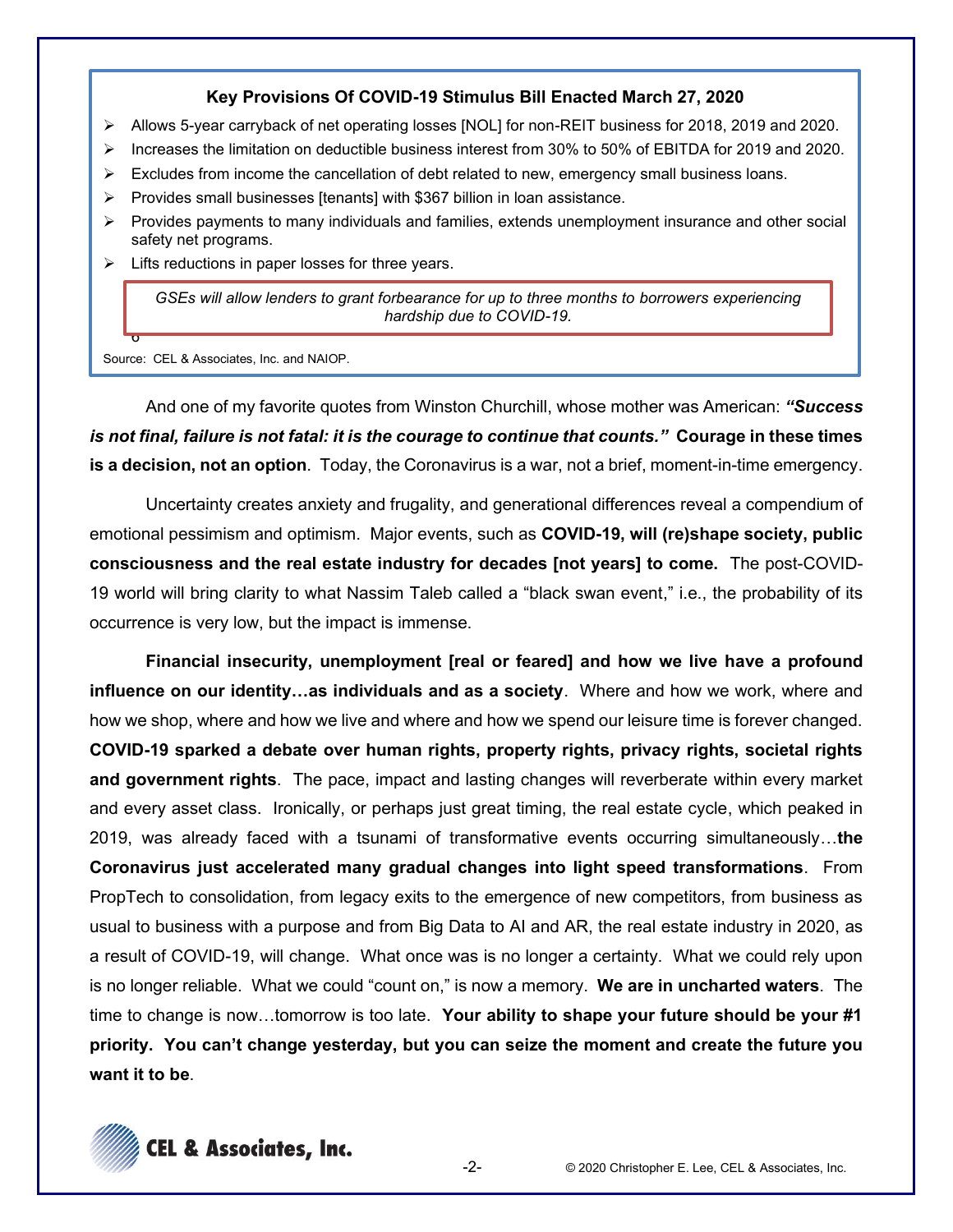**Key Provisions Of COVID-19 Stimulus Bill Enacted March 27, 2020**

- Allows 5-year carryback of net operating losses [NOL] for non-REIT business for 2018, 2019 and 2020.
- Increases the limitation on deductible business interest from 30% to 50% of EBITDA for 2019 and 2020.
- Excludes from income the cancellation of debt related to new, emergency small business loans.
- Provides small businesses [tenants] with $367 billion in loan assistance.
- Provides payments to many individuals and families, extends unemployment insurance and other social safety net programs.
- Lifts reductions in paper losses for three years.

*GSEs will allow lenders to grant forbearance for up to three months to borrowers experiencing hardship due to COVID-19.*

Source: CEL & Associates, Inc. and NAIOP.

And one of my favorite quotes from Winston Churchill, whose mother was American: ***"Success is not final, failure is not fatal: it is the courage to continue that counts."*** **Courage in these times is a decision, not an option**. Today, the Coronavirus is a war, not a brief, moment-in-time emergency.

Uncertainty creates anxiety and frugality, and generational differences reveal a compendium of emotional pessimism and optimism. Major events, such as **COVID-19, will (re)shape society, public consciousness and the real estate industry for decades [not years] to come.** The post-COVID-19 world will bring clarity to what Nassim Taleb called a "black swan event," i.e., the probability of its occurrence is very low, but the impact is immense.

**Financial insecurity, unemployment [real or feared] and how we live have a profound influence on our identity…as individuals and as a society**. Where and how we work, where and how we shop, where and how we live and where and how we spend our leisure time is forever changed. **COVID-19 sparked a debate over human rights, property rights, privacy rights, societal rights and government rights**. The pace, impact and lasting changes will reverberate within every market and every asset class. Ironically, or perhaps just great timing, the real estate cycle, which peaked in 2019, was already faced with a tsunami of transformative events occurring simultaneously…**the Coronavirus just accelerated many gradual changes into light speed transformations**. From PropTech to consolidation, from legacy exits to the emergence of new competitors, from business as usual to business with a purpose and from Big Data to AI and AR, the real estate industry in 2020, as a result of COVID-19, will change. What once was is no longer a certainty. What we could rely upon is no longer reliable. What we could "count on," is now a memory. **We are in uncharted waters**. The time to change is now…tomorrow is too late. **Your ability to shape your future should be your #1 priority. You can't change yesterday, but you can seize the moment and create the future you want it to be**.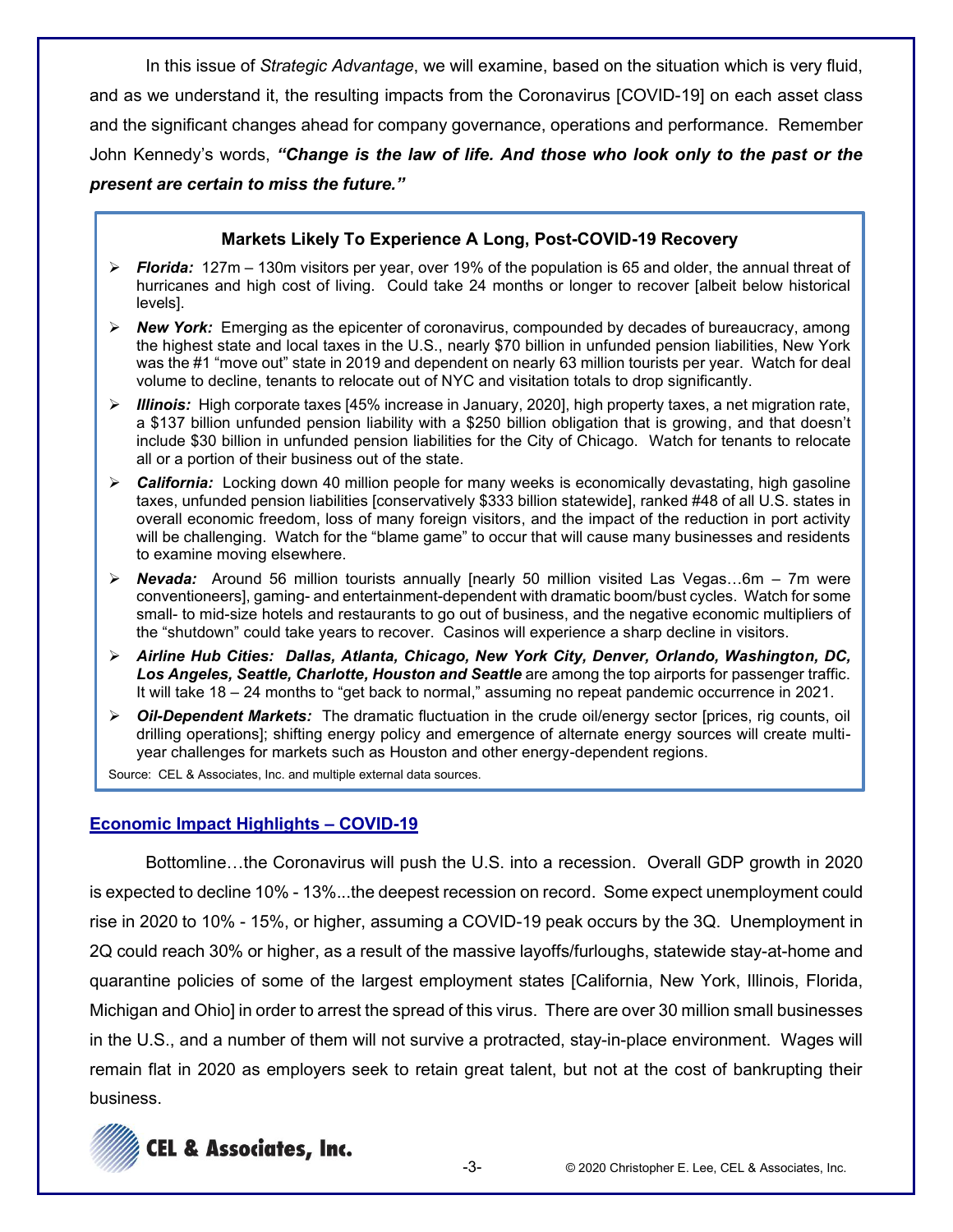In this issue of *Strategic Advantage*, we will examine, based on the situation which is very fluid, and as we understand it, the resulting impacts from the Coronavirus [COVID-19] on each asset class and the significant changes ahead for company governance, operations and performance. Remember John Kennedy's words, ***"Change is the law of life. And those who look only to the past or the present are certain to miss the future."***

### Markets Likely To Experience A Long, Post-COVID-19 Recovery

- ***Florida:*** 127m – 130m visitors per year, over 19% of the population is 65 and older, the annual threat of hurricanes and high cost of living. Could take 24 months or longer to recover [albeit below historical levels].
- ***New York:*** Emerging as the epicenter of coronavirus, compounded by decades of bureaucracy, among the highest state and local taxes in the U.S., nearly $70 billion in unfunded pension liabilities, New York was the #1 "move out" state in 2019 and dependent on nearly 63 million tourists per year. Watch for deal volume to decline, tenants to relocate out of NYC and visitation totals to drop significantly.
- ***Illinois:*** High corporate taxes [45% increase in January, 2020], high property taxes, a net migration rate, a $137 billion unfunded pension liability with a $250 billion obligation that is growing, and that doesn't include $30 billion in unfunded pension liabilities for the City of Chicago. Watch for tenants to relocate all or a portion of their business out of the state.
- ***California:*** Locking down 40 million people for many weeks is economically devastating, high gasoline taxes, unfunded pension liabilities [conservatively $333 billion statewide], ranked #48 of all U.S. states in overall economic freedom, loss of many foreign visitors, and the impact of the reduction in port activity will be challenging. Watch for the "blame game" to occur that will cause many businesses and residents to examine moving elsewhere.
- ***Nevada:*** Around 56 million tourists annually [nearly 50 million visited Las Vegas…6m – 7m were conventioneers], gaming- and entertainment-dependent with dramatic boom/bust cycles. Watch for some small- to mid-size hotels and restaurants to go out of business, and the negative economic multipliers of the "shutdown" could take years to recover. Casinos will experience a sharp decline in visitors.
- ***Airline Hub Cities: Dallas, Atlanta, Chicago, New York City, Denver, Orlando, Washington, DC, Los Angeles, Seattle, Charlotte, Houston and Seattle*** are among the top airports for passenger traffic. It will take 18 – 24 months to "get back to normal," assuming no repeat pandemic occurrence in 2021.
- ***Oil-Dependent Markets:*** The dramatic fluctuation in the crude oil/energy sector [prices, rig counts, oil drilling operations]; shifting energy policy and emergence of alternate energy sources will create multi-year challenges for markets such as Houston and other energy-dependent regions.

Source: CEL & Associates, Inc. and multiple external data sources.

## Economic Impact Highlights – COVID-19

Bottomline…the Coronavirus will push the U.S. into a recession. Overall GDP growth in 2020 is expected to decline 10% - 13%...the deepest recession on record. Some expect unemployment could rise in 2020 to 10% - 15%, or higher, assuming a COVID-19 peak occurs by the 3Q. Unemployment in 2Q could reach 30% or higher, as a result of the massive layoffs/furloughs, statewide stay-at-home and quarantine policies of some of the largest employment states [California, New York, Illinois, Florida, Michigan and Ohio] in order to arrest the spread of this virus. There are over 30 million small businesses in the U.S., and a number of them will not survive a protracted, stay-in-place environment. Wages will remain flat in 2020 as employers seek to retain great talent, but not at the cost of bankrupting their business.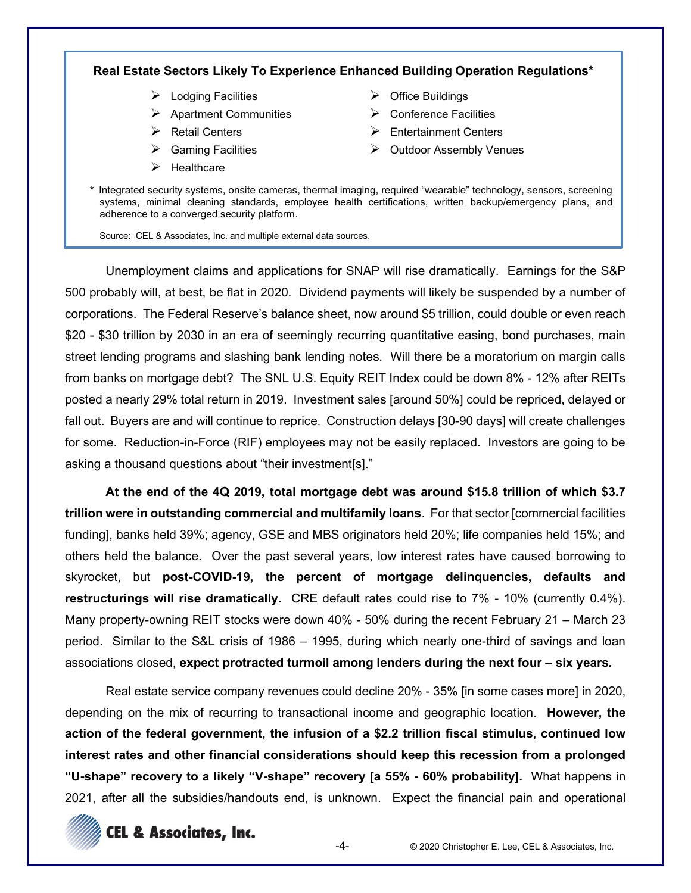**Real Estate Sectors Likely To Experience Enhanced Building Operation Regulations***

- Lodging Facilities
- Apartment Communities
- Retail Centers
- Gaming Facilities
- Healthcare
- Office Buildings
- Conference Facilities
- Entertainment Centers
- Outdoor Assembly Venues

\* Integrated security systems, onsite cameras, thermal imaging, required "wearable" technology, sensors, screening systems, minimal cleaning standards, employee health certifications, written backup/emergency plans, and adherence to a converged security platform.

Source: CEL & Associates, Inc. and multiple external data sources.

Unemployment claims and applications for SNAP will rise dramatically. Earnings for the S&P 500 probably will, at best, be flat in 2020. Dividend payments will likely be suspended by a number of corporations. The Federal Reserve's balance sheet, now around $5 trillion, could double or even reach $20 - $30 trillion by 2030 in an era of seemingly recurring quantitative easing, bond purchases, main street lending programs and slashing bank lending notes. Will there be a moratorium on margin calls from banks on mortgage debt? The SNL U.S. Equity REIT Index could be down 8% - 12% after REITs posted a nearly 29% total return in 2019. Investment sales [around 50%] could be repriced, delayed or fall out. Buyers are and will continue to reprice. Construction delays [30-90 days] will create challenges for some. Reduction-in-Force (RIF) employees may not be easily replaced. Investors are going to be asking a thousand questions about "their investment[s]."

**At the end of the 4Q 2019, total mortgage debt was around $15.8 trillion of which $3.7 trillion were in outstanding commercial and multifamily loans**. For that sector [commercial facilities funding], banks held 39%; agency, GSE and MBS originators held 20%; life companies held 15%; and others held the balance. Over the past several years, low interest rates have caused borrowing to skyrocket, but **post-COVID-19, the percent of mortgage delinquencies, defaults and restructurings will rise dramatically**. CRE default rates could rise to 7% - 10% (currently 0.4%). Many property-owning REIT stocks were down 40% - 50% during the recent February 21 – March 23 period. Similar to the S&L crisis of 1986 – 1995, during which nearly one-third of savings and loan associations closed, **expect protracted turmoil among lenders during the next four – six years.**

Real estate service company revenues could decline 20% - 35% [in some cases more] in 2020, depending on the mix of recurring to transactional income and geographic location. **However, the action of the federal government, the infusion of a $2.2 trillion fiscal stimulus, continued low interest rates and other financial considerations should keep this recession from a prolonged "U-shape" recovery to a likely "V-shape" recovery [a 55% - 60% probability].** What happens in 2021, after all the subsidies/handouts end, is unknown. Expect the financial pain and operational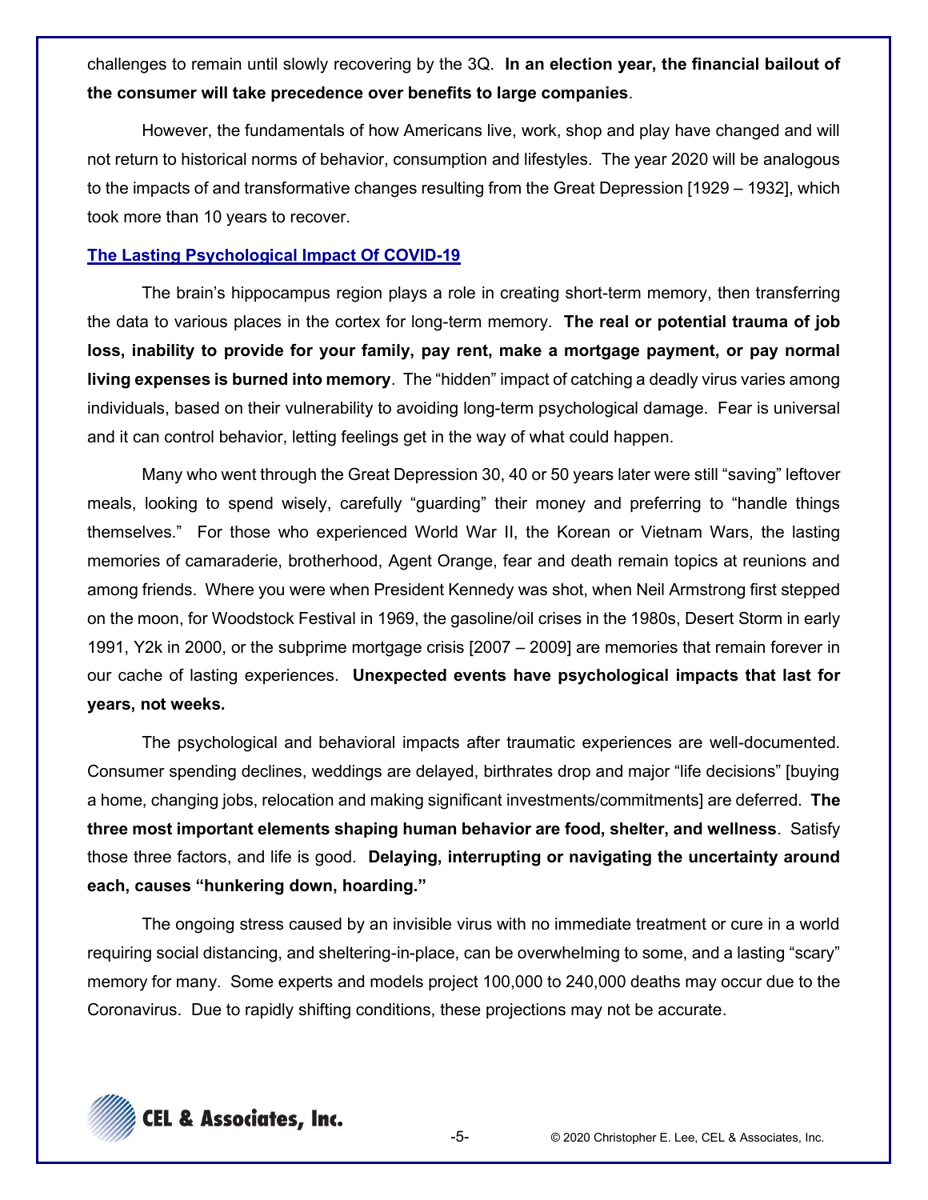challenges to remain until slowly recovering by the 3Q. **In an election year, the financial bailout of the consumer will take precedence over benefits to large companies**.

However, the fundamentals of how Americans live, work, shop and play have changed and will not return to historical norms of behavior, consumption and lifestyles. The year 2020 will be analogous to the impacts of and transformative changes resulting from the Great Depression [1929 – 1932], which took more than 10 years to recover.

## The Lasting Psychological Impact Of COVID-19

The brain's hippocampus region plays a role in creating short-term memory, then transferring the data to various places in the cortex for long-term memory. **The real or potential trauma of job loss, inability to provide for your family, pay rent, make a mortgage payment, or pay normal living expenses is burned into memory**. The "hidden" impact of catching a deadly virus varies among individuals, based on their vulnerability to avoiding long-term psychological damage. Fear is universal and it can control behavior, letting feelings get in the way of what could happen.

Many who went through the Great Depression 30, 40 or 50 years later were still "saving" leftover meals, looking to spend wisely, carefully "guarding" their money and preferring to "handle things themselves." For those who experienced World War II, the Korean or Vietnam Wars, the lasting memories of camaraderie, brotherhood, Agent Orange, fear and death remain topics at reunions and among friends. Where you were when President Kennedy was shot, when Neil Armstrong first stepped on the moon, for Woodstock Festival in 1969, the gasoline/oil crises in the 1980s, Desert Storm in early 1991, Y2k in 2000, or the subprime mortgage crisis [2007 – 2009] are memories that remain forever in our cache of lasting experiences. **Unexpected events have psychological impacts that last for years, not weeks.**

The psychological and behavioral impacts after traumatic experiences are well-documented. Consumer spending declines, weddings are delayed, birthrates drop and major "life decisions" [buying a home, changing jobs, relocation and making significant investments/commitments] are deferred. **The three most important elements shaping human behavior are food, shelter, and wellness**. Satisfy those three factors, and life is good. **Delaying, interrupting or navigating the uncertainty around each, causes "hunkering down, hoarding."**

The ongoing stress caused by an invisible virus with no immediate treatment or cure in a world requiring social distancing, and sheltering-in-place, can be overwhelming to some, and a lasting "scary" memory for many. Some experts and models project 100,000 to 240,000 deaths may occur due to the Coronavirus. Due to rapidly shifting conditions, these projections may not be accurate.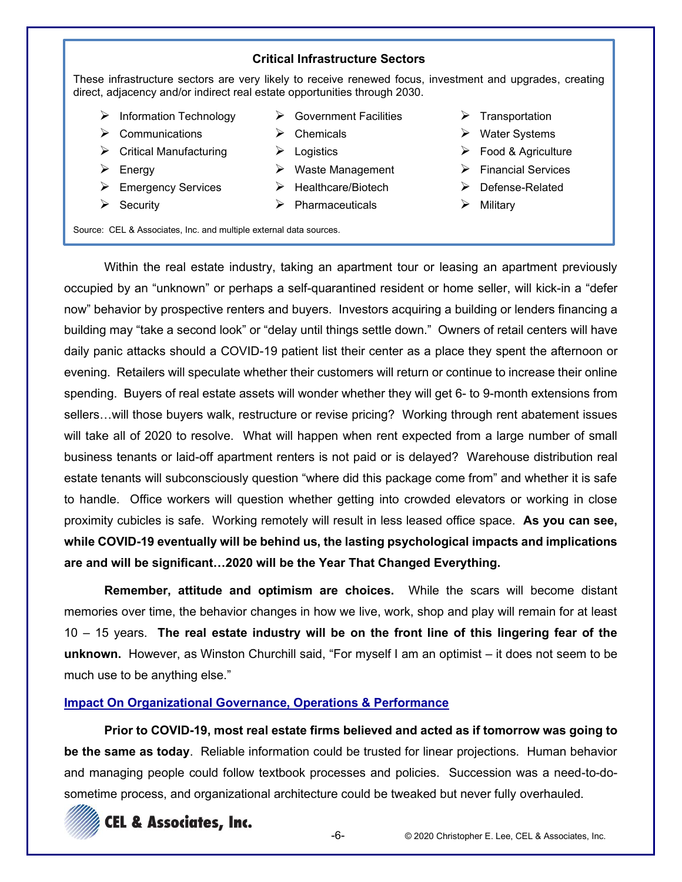### Critical Infrastructure Sectors

These infrastructure sectors are very likely to receive renewed focus, investment and upgrades, creating direct, adjacency and/or indirect real estate opportunities through 2030.

- Information Technology
- Communications
- Critical Manufacturing
- Energy
- Emergency Services
- Security
- Government Facilities
- Chemicals
- Logistics
- Waste Management
- Healthcare/Biotech
- Pharmaceuticals
- Transportation
- Water Systems
- Food & Agriculture
- Financial Services
- Defense-Related
- Military

Source: CEL & Associates, Inc. and multiple external data sources.

Within the real estate industry, taking an apartment tour or leasing an apartment previously occupied by an "unknown" or perhaps a self-quarantined resident or home seller, will kick-in a "defer now" behavior by prospective renters and buyers. Investors acquiring a building or lenders financing a building may "take a second look" or "delay until things settle down." Owners of retail centers will have daily panic attacks should a COVID-19 patient list their center as a place they spent the afternoon or evening. Retailers will speculate whether their customers will return or continue to increase their online spending. Buyers of real estate assets will wonder whether they will get 6- to 9-month extensions from sellers…will those buyers walk, restructure or revise pricing? Working through rent abatement issues will take all of 2020 to resolve. What will happen when rent expected from a large number of small business tenants or laid-off apartment renters is not paid or is delayed? Warehouse distribution real estate tenants will subconsciously question "where did this package come from" and whether it is safe to handle. Office workers will question whether getting into crowded elevators or working in close proximity cubicles is safe. Working remotely will result in less leased office space. **As you can see, while COVID-19 eventually will be behind us, the lasting psychological impacts and implications are and will be significant…2020 will be the Year That Changed Everything.**

**Remember, attitude and optimism are choices.** While the scars will become distant memories over time, the behavior changes in how we live, work, shop and play will remain for at least 10 – 15 years. **The real estate industry will be on the front line of this lingering fear of the unknown.** However, as Winston Churchill said, "For myself I am an optimist – it does not seem to be much use to be anything else."

## Impact On Organizational Governance, Operations & Performance

**Prior to COVID-19, most real estate firms believed and acted as if tomorrow was going to be the same as today**. Reliable information could be trusted for linear projections. Human behavior and managing people could follow textbook processes and policies. Succession was a need-to-do-sometime process, and organizational architecture could be tweaked but never fully overhauled.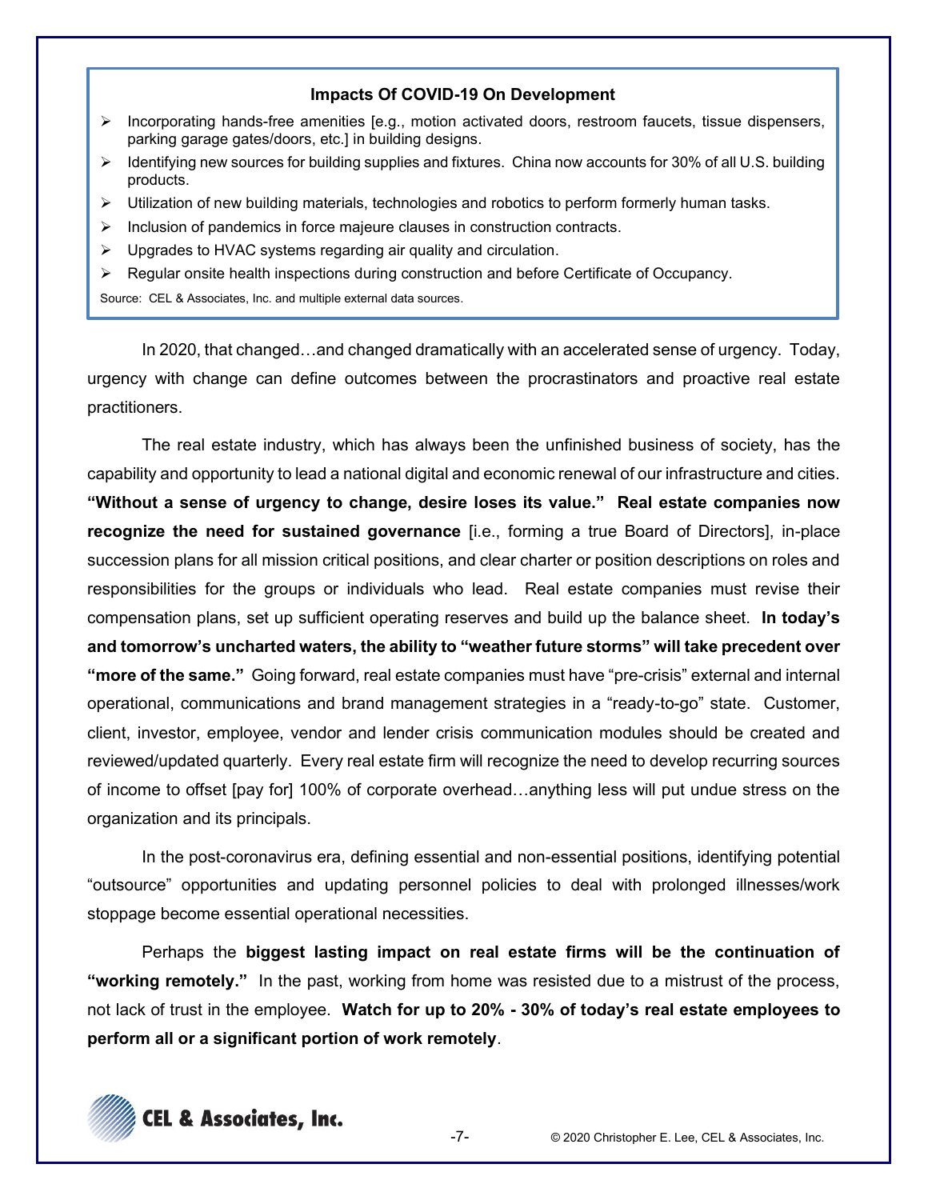**Impacts Of COVID-19 On Development**

- Incorporating hands-free amenities [e.g., motion activated doors, restroom faucets, tissue dispensers, parking garage gates/doors, etc.] in building designs.
- Identifying new sources for building supplies and fixtures. China now accounts for 30% of all U.S. building products.
- Utilization of new building materials, technologies and robotics to perform formerly human tasks.
- Inclusion of pandemics in force majeure clauses in construction contracts.
- Upgrades to HVAC systems regarding air quality and circulation.
- Regular onsite health inspections during construction and before Certificate of Occupancy.

Source: CEL & Associates, Inc. and multiple external data sources.

In 2020, that changed…and changed dramatically with an accelerated sense of urgency. Today, urgency with change can define outcomes between the procrastinators and proactive real estate practitioners.

The real estate industry, which has always been the unfinished business of society, has the capability and opportunity to lead a national digital and economic renewal of our infrastructure and cities. **"Without a sense of urgency to change, desire loses its value." Real estate companies now recognize the need for sustained governance** [i.e., forming a true Board of Directors], in-place succession plans for all mission critical positions, and clear charter or position descriptions on roles and responsibilities for the groups or individuals who lead. Real estate companies must revise their compensation plans, set up sufficient operating reserves and build up the balance sheet. **In today's and tomorrow's uncharted waters, the ability to "weather future storms" will take precedent over "more of the same."** Going forward, real estate companies must have "pre-crisis" external and internal operational, communications and brand management strategies in a "ready-to-go" state. Customer, client, investor, employee, vendor and lender crisis communication modules should be created and reviewed/updated quarterly. Every real estate firm will recognize the need to develop recurring sources of income to offset [pay for] 100% of corporate overhead…anything less will put undue stress on the organization and its principals.

In the post-coronavirus era, defining essential and non-essential positions, identifying potential "outsource" opportunities and updating personnel policies to deal with prolonged illnesses/work stoppage become essential operational necessities.

Perhaps the **biggest lasting impact on real estate firms will be the continuation of "working remotely."** In the past, working from home was resisted due to a mistrust of the process, not lack of trust in the employee. **Watch for up to 20% - 30% of today's real estate employees to perform all or a significant portion of work remotely**.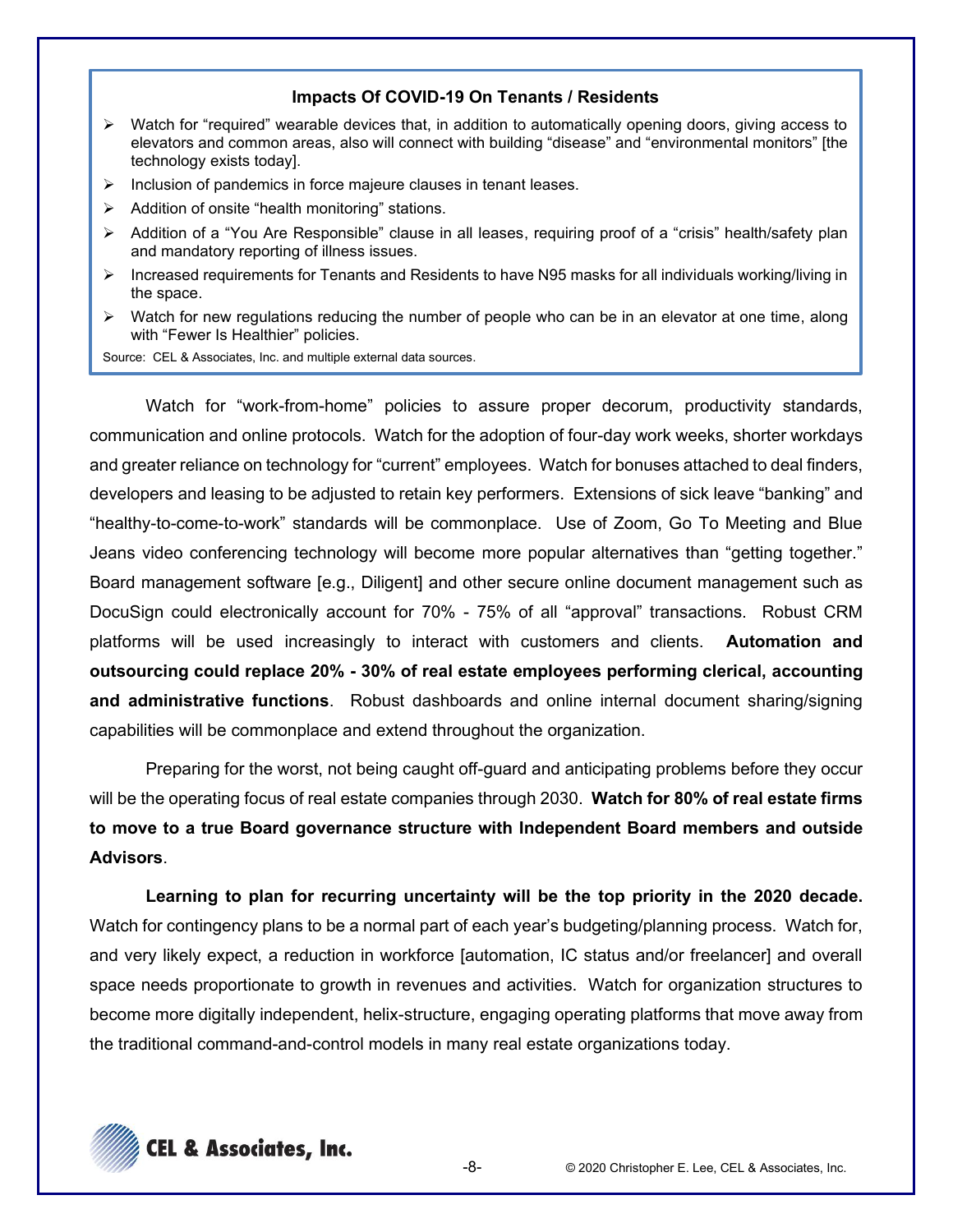### Impacts Of COVID-19 On Tenants / Residents

- Watch for “required” wearable devices that, in addition to automatically opening doors, giving access to elevators and common areas, also will connect with building “disease” and “environmental monitors” [the technology exists today].
- Inclusion of pandemics in force majeure clauses in tenant leases.
- Addition of onsite “health monitoring” stations.
- Addition of a “You Are Responsible” clause in all leases, requiring proof of a “crisis” health/safety plan and mandatory reporting of illness issues.
- Increased requirements for Tenants and Residents to have N95 masks for all individuals working/living in the space.
- Watch for new regulations reducing the number of people who can be in an elevator at one time, along with “Fewer Is Healthier” policies.

Source: CEL & Associates, Inc. and multiple external data sources.

Watch for “work-from-home” policies to assure proper decorum, productivity standards, communication and online protocols. Watch for the adoption of four-day work weeks, shorter workdays and greater reliance on technology for “current” employees. Watch for bonuses attached to deal finders, developers and leasing to be adjusted to retain key performers. Extensions of sick leave “banking” and “healthy-to-come-to-work” standards will be commonplace. Use of Zoom, Go To Meeting and Blue Jeans video conferencing technology will become more popular alternatives than “getting together.” Board management software [e.g., Diligent] and other secure online document management such as DocuSign could electronically account for 70% - 75% of all “approval” transactions. Robust CRM platforms will be used increasingly to interact with customers and clients. **Automation and outsourcing could replace 20% - 30% of real estate employees performing clerical, accounting and administrative functions**. Robust dashboards and online internal document sharing/signing capabilities will be commonplace and extend throughout the organization.

Preparing for the worst, not being caught off-guard and anticipating problems before they occur will be the operating focus of real estate companies through 2030. **Watch for 80% of real estate firms to move to a true Board governance structure with Independent Board members and outside Advisors**.

**Learning to plan for recurring uncertainty will be the top priority in the 2020 decade.** Watch for contingency plans to be a normal part of each year’s budgeting/planning process. Watch for, and very likely expect, a reduction in workforce [automation, IC status and/or freelancer] and overall space needs proportionate to growth in revenues and activities. Watch for organization structures to become more digitally independent, helix-structure, engaging operating platforms that move away from the traditional command-and-control models in many real estate organizations today.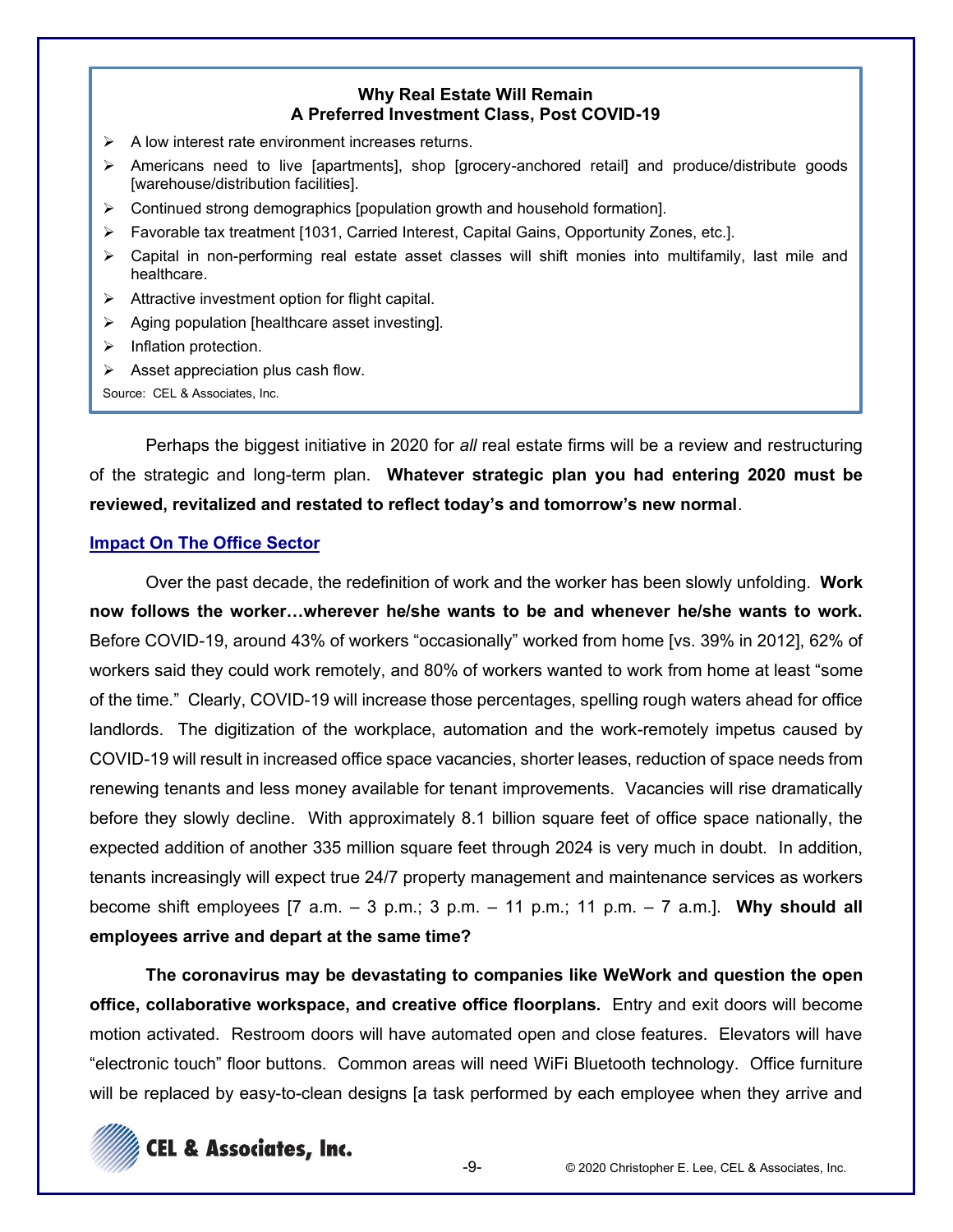**Why Real Estate Will Remain
A Preferred Investment Class, Post COVID-19**

- A low interest rate environment increases returns.
- Americans need to live [apartments], shop [grocery-anchored retail] and produce/distribute goods [warehouse/distribution facilities].
- Continued strong demographics [population growth and household formation].
- Favorable tax treatment [1031, Carried Interest, Capital Gains, Opportunity Zones, etc.].
- Capital in non-performing real estate asset classes will shift monies into multifamily, last mile and healthcare.
- Attractive investment option for flight capital.
- Aging population [healthcare asset investing].
- Inflation protection.
- Asset appreciation plus cash flow.

Source: CEL & Associates, Inc.

Perhaps the biggest initiative in 2020 for *all* real estate firms will be a review and restructuring of the strategic and long-term plan. **Whatever strategic plan you had entering 2020 must be reviewed, revitalized and restated to reflect today's and tomorrow's new normal**.

## Impact On The Office Sector

Over the past decade, the redefinition of work and the worker has been slowly unfolding. **Work now follows the worker…wherever he/she wants to be and whenever he/she wants to work.** Before COVID-19, around 43% of workers "occasionally" worked from home [vs. 39% in 2012], 62% of workers said they could work remotely, and 80% of workers wanted to work from home at least "some of the time." Clearly, COVID-19 will increase those percentages, spelling rough waters ahead for office landlords. The digitization of the workplace, automation and the work-remotely impetus caused by COVID-19 will result in increased office space vacancies, shorter leases, reduction of space needs from renewing tenants and less money available for tenant improvements. Vacancies will rise dramatically before they slowly decline. With approximately 8.1 billion square feet of office space nationally, the expected addition of another 335 million square feet through 2024 is very much in doubt. In addition, tenants increasingly will expect true 24/7 property management and maintenance services as workers become shift employees [7 a.m. – 3 p.m.; 3 p.m. – 11 p.m.; 11 p.m. – 7 a.m.]. **Why should all employees arrive and depart at the same time?**

**The coronavirus may be devastating to companies like WeWork and question the open office, collaborative workspace, and creative office floorplans.** Entry and exit doors will become motion activated. Restroom doors will have automated open and close features. Elevators will have "electronic touch" floor buttons. Common areas will need WiFi Bluetooth technology. Office furniture will be replaced by easy-to-clean designs [a task performed by each employee when they arrive and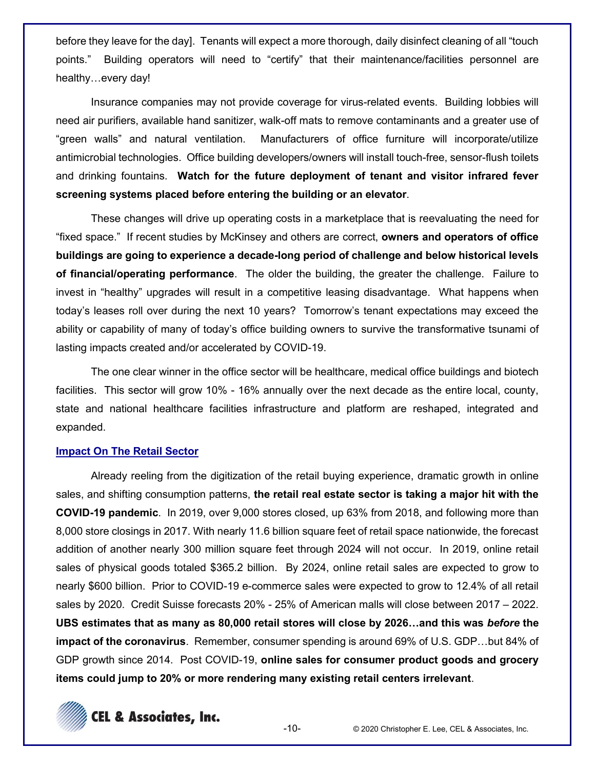before they leave for the day]. Tenants will expect a more thorough, daily disinfect cleaning of all "touch points." Building operators will need to "certify" that their maintenance/facilities personnel are healthy…every day!

Insurance companies may not provide coverage for virus-related events. Building lobbies will need air purifiers, available hand sanitizer, walk-off mats to remove contaminants and a greater use of "green walls" and natural ventilation. Manufacturers of office furniture will incorporate/utilize antimicrobial technologies. Office building developers/owners will install touch-free, sensor-flush toilets and drinking fountains. **Watch for the future deployment of tenant and visitor infrared fever screening systems placed before entering the building or an elevator**.

These changes will drive up operating costs in a marketplace that is reevaluating the need for "fixed space." If recent studies by McKinsey and others are correct, **owners and operators of office buildings are going to experience a decade-long period of challenge and below historical levels of financial/operating performance**. The older the building, the greater the challenge. Failure to invest in "healthy" upgrades will result in a competitive leasing disadvantage. What happens when today's leases roll over during the next 10 years? Tomorrow's tenant expectations may exceed the ability or capability of many of today's office building owners to survive the transformative tsunami of lasting impacts created and/or accelerated by COVID-19.

The one clear winner in the office sector will be healthcare, medical office buildings and biotech facilities. This sector will grow 10% - 16% annually over the next decade as the entire local, county, state and national healthcare facilities infrastructure and platform are reshaped, integrated and expanded.

## Impact On The Retail Sector

Already reeling from the digitization of the retail buying experience, dramatic growth in online sales, and shifting consumption patterns, **the retail real estate sector is taking a major hit with the COVID-19 pandemic**. In 2019, over 9,000 stores closed, up 63% from 2018, and following more than 8,000 store closings in 2017. With nearly 11.6 billion square feet of retail space nationwide, the forecast addition of another nearly 300 million square feet through 2024 will not occur. In 2019, online retail sales of physical goods totaled $365.2 billion. By 2024, online retail sales are expected to grow to nearly $600 billion. Prior to COVID-19 e-commerce sales were expected to grow to 12.4% of all retail sales by 2020. Credit Suisse forecasts 20% - 25% of American malls will close between 2017 – 2022. **UBS estimates that as many as 80,000 retail stores will close by 2026…and this was *before* the impact of the coronavirus**. Remember, consumer spending is around 69% of U.S. GDP…but 84% of GDP growth since 2014. Post COVID-19, **online sales for consumer product goods and grocery items could jump to 20% or more rendering many existing retail centers irrelevant**.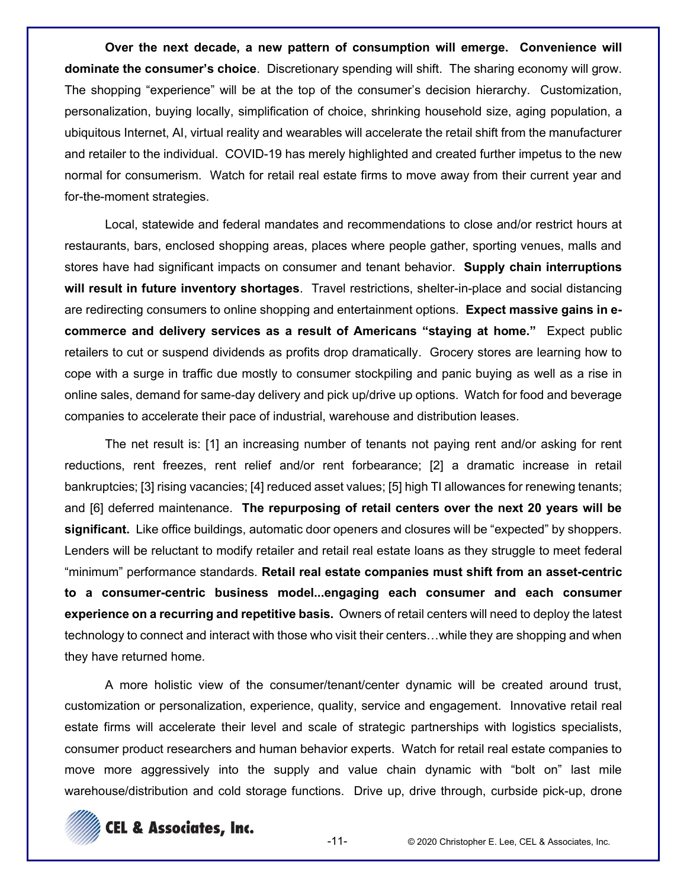**Over the next decade, a new pattern of consumption will emerge. Convenience will dominate the consumer's choice**. Discretionary spending will shift. The sharing economy will grow. The shopping "experience" will be at the top of the consumer's decision hierarchy. Customization, personalization, buying locally, simplification of choice, shrinking household size, aging population, a ubiquitous Internet, AI, virtual reality and wearables will accelerate the retail shift from the manufacturer and retailer to the individual. COVID-19 has merely highlighted and created further impetus to the new normal for consumerism. Watch for retail real estate firms to move away from their current year and for-the-moment strategies.

Local, statewide and federal mandates and recommendations to close and/or restrict hours at restaurants, bars, enclosed shopping areas, places where people gather, sporting venues, malls and stores have had significant impacts on consumer and tenant behavior. **Supply chain interruptions will result in future inventory shortages**. Travel restrictions, shelter-in-place and social distancing are redirecting consumers to online shopping and entertainment options. **Expect massive gains in e-commerce and delivery services as a result of Americans "staying at home."** Expect public retailers to cut or suspend dividends as profits drop dramatically. Grocery stores are learning how to cope with a surge in traffic due mostly to consumer stockpiling and panic buying as well as a rise in online sales, demand for same-day delivery and pick up/drive up options. Watch for food and beverage companies to accelerate their pace of industrial, warehouse and distribution leases.

The net result is: [1] an increasing number of tenants not paying rent and/or asking for rent reductions, rent freezes, rent relief and/or rent forbearance; [2] a dramatic increase in retail bankruptcies; [3] rising vacancies; [4] reduced asset values; [5] high TI allowances for renewing tenants; and [6] deferred maintenance. **The repurposing of retail centers over the next 20 years will be significant.** Like office buildings, automatic door openers and closures will be "expected" by shoppers. Lenders will be reluctant to modify retailer and retail real estate loans as they struggle to meet federal "minimum" performance standards. **Retail real estate companies must shift from an asset-centric to a consumer-centric business model...engaging each consumer and each consumer experience on a recurring and repetitive basis.** Owners of retail centers will need to deploy the latest technology to connect and interact with those who visit their centers…while they are shopping and when they have returned home.

A more holistic view of the consumer/tenant/center dynamic will be created around trust, customization or personalization, experience, quality, service and engagement. Innovative retail real estate firms will accelerate their level and scale of strategic partnerships with logistics specialists, consumer product researchers and human behavior experts. Watch for retail real estate companies to move more aggressively into the supply and value chain dynamic with "bolt on" last mile warehouse/distribution and cold storage functions. Drive up, drive through, curbside pick-up, drone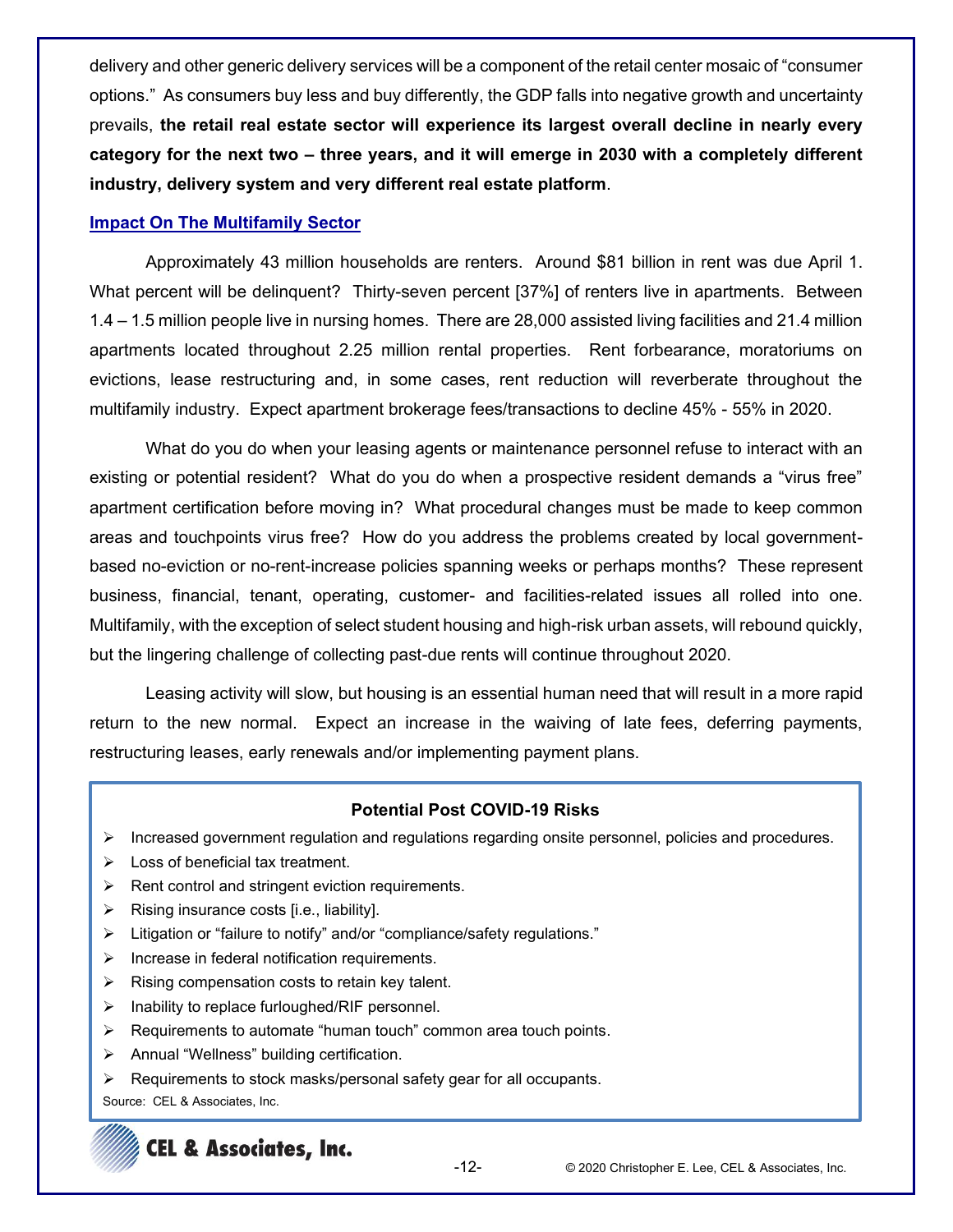delivery and other generic delivery services will be a component of the retail center mosaic of "consumer options." As consumers buy less and buy differently, the GDP falls into negative growth and uncertainty prevails, **the retail real estate sector will experience its largest overall decline in nearly every category for the next two – three years, and it will emerge in 2030 with a completely different industry, delivery system and very different real estate platform**.

## Impact On The Multifamily Sector

Approximately 43 million households are renters. Around $81 billion in rent was due April 1. What percent will be delinquent? Thirty-seven percent [37%] of renters live in apartments. Between 1.4 – 1.5 million people live in nursing homes. There are 28,000 assisted living facilities and 21.4 million apartments located throughout 2.25 million rental properties. Rent forbearance, moratoriums on evictions, lease restructuring and, in some cases, rent reduction will reverberate throughout the multifamily industry. Expect apartment brokerage fees/transactions to decline 45% - 55% in 2020.

What do you do when your leasing agents or maintenance personnel refuse to interact with an existing or potential resident? What do you do when a prospective resident demands a "virus free" apartment certification before moving in? What procedural changes must be made to keep common areas and touchpoints virus free? How do you address the problems created by local government-based no-eviction or no-rent-increase policies spanning weeks or perhaps months? These represent business, financial, tenant, operating, customer- and facilities-related issues all rolled into one. Multifamily, with the exception of select student housing and high-risk urban assets, will rebound quickly, but the lingering challenge of collecting past-due rents will continue throughout 2020.

Leasing activity will slow, but housing is an essential human need that will result in a more rapid return to the new normal. Expect an increase in the waiving of late fees, deferring payments, restructuring leases, early renewals and/or implementing payment plans.

**Potential Post COVID-19 Risks**

- Increased government regulation and regulations regarding onsite personnel, policies and procedures.
- Loss of beneficial tax treatment.
- Rent control and stringent eviction requirements.
- Rising insurance costs [i.e., liability].
- Litigation or "failure to notify" and/or "compliance/safety regulations."
- Increase in federal notification requirements.
- Rising compensation costs to retain key talent.
- Inability to replace furloughed/RIF personnel.
- Requirements to automate "human touch" common area touch points.
- Annual "Wellness" building certification.
- Requirements to stock masks/personal safety gear for all occupants.

Source: CEL & Associates, Inc.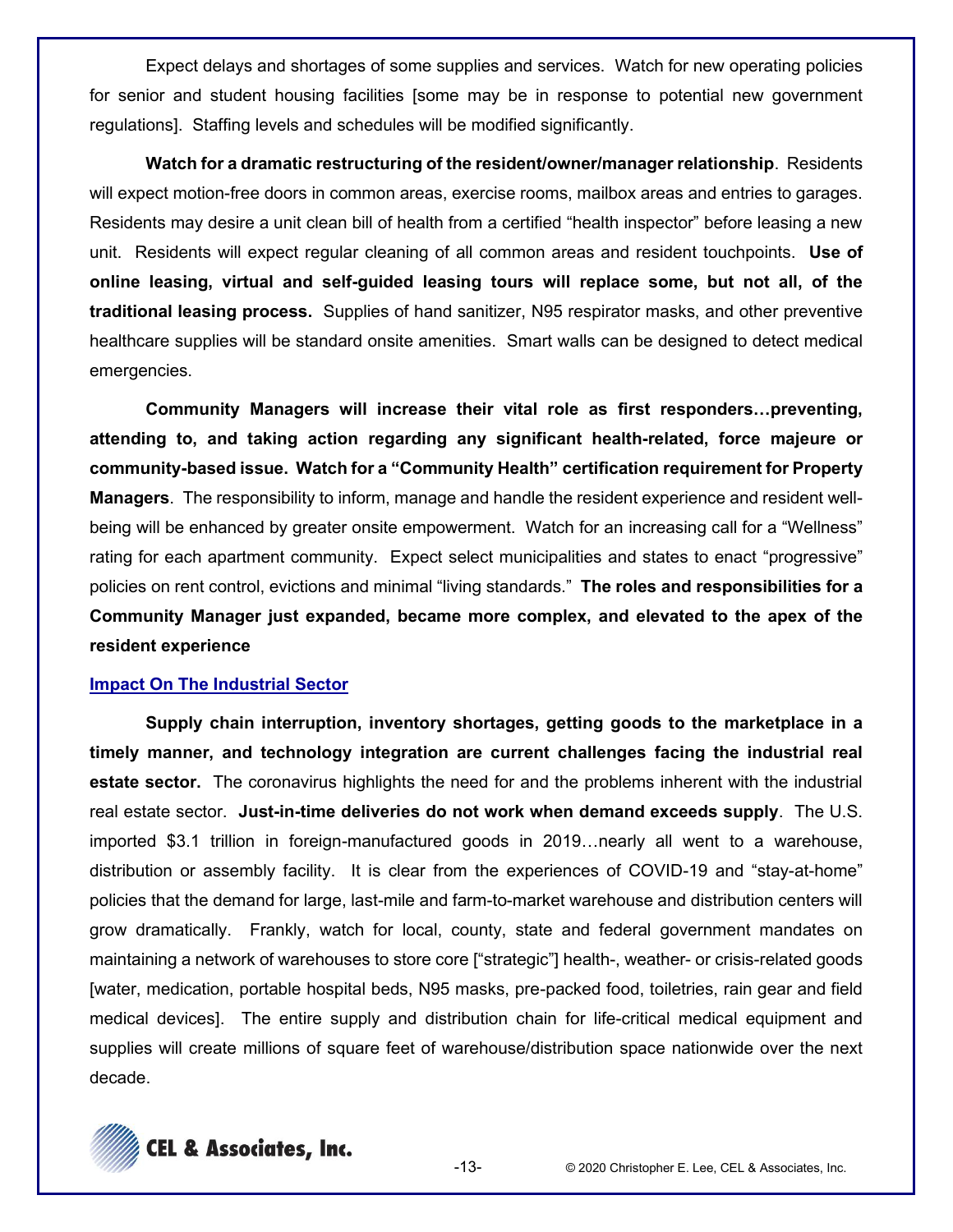Expect delays and shortages of some supplies and services. Watch for new operating policies for senior and student housing facilities [some may be in response to potential new government regulations]. Staffing levels and schedules will be modified significantly.

**Watch for a dramatic restructuring of the resident/owner/manager relationship**. Residents will expect motion-free doors in common areas, exercise rooms, mailbox areas and entries to garages. Residents may desire a unit clean bill of health from a certified "health inspector" before leasing a new unit. Residents will expect regular cleaning of all common areas and resident touchpoints. **Use of online leasing, virtual and self-guided leasing tours will replace some, but not all, of the traditional leasing process.** Supplies of hand sanitizer, N95 respirator masks, and other preventive healthcare supplies will be standard onsite amenities. Smart walls can be designed to detect medical emergencies.

**Community Managers will increase their vital role as first responders…preventing, attending to, and taking action regarding any significant health-related, force majeure or community-based issue. Watch for a "Community Health" certification requirement for Property Managers**. The responsibility to inform, manage and handle the resident experience and resident well-being will be enhanced by greater onsite empowerment. Watch for an increasing call for a "Wellness" rating for each apartment community. Expect select municipalities and states to enact "progressive" policies on rent control, evictions and minimal "living standards." **The roles and responsibilities for a Community Manager just expanded, became more complex, and elevated to the apex of the resident experience**

## Impact On The Industrial Sector

**Supply chain interruption, inventory shortages, getting goods to the marketplace in a timely manner, and technology integration are current challenges facing the industrial real estate sector.** The coronavirus highlights the need for and the problems inherent with the industrial real estate sector. **Just-in-time deliveries do not work when demand exceeds supply**. The U.S. imported $3.1 trillion in foreign-manufactured goods in 2019…nearly all went to a warehouse, distribution or assembly facility. It is clear from the experiences of COVID-19 and "stay-at-home" policies that the demand for large, last-mile and farm-to-market warehouse and distribution centers will grow dramatically. Frankly, watch for local, county, state and federal government mandates on maintaining a network of warehouses to store core ["strategic"] health-, weather- or crisis-related goods [water, medication, portable hospital beds, N95 masks, pre-packed food, toiletries, rain gear and field medical devices]. The entire supply and distribution chain for life-critical medical equipment and supplies will create millions of square feet of warehouse/distribution space nationwide over the next decade.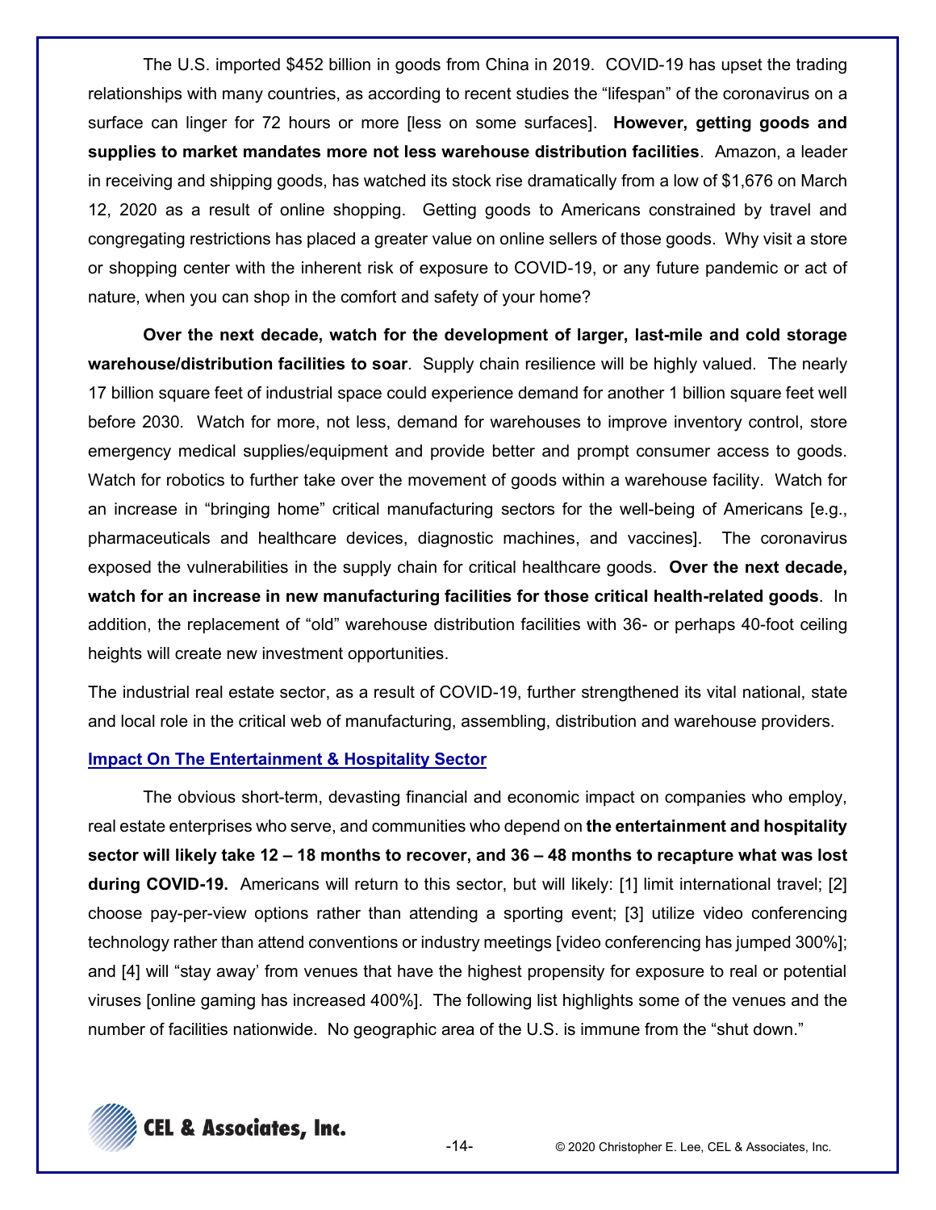The U.S. imported $452 billion in goods from China in 2019. COVID-19 has upset the trading relationships with many countries, as according to recent studies the "lifespan" of the coronavirus on a surface can linger for 72 hours or more [less on some surfaces]. **However, getting goods and supplies to market mandates more not less warehouse distribution facilities**. Amazon, a leader in receiving and shipping goods, has watched its stock rise dramatically from a low of $1,676 on March 12, 2020 as a result of online shopping. Getting goods to Americans constrained by travel and congregating restrictions has placed a greater value on online sellers of those goods. Why visit a store or shopping center with the inherent risk of exposure to COVID-19, or any future pandemic or act of nature, when you can shop in the comfort and safety of your home?

**Over the next decade, watch for the development of larger, last-mile and cold storage warehouse/distribution facilities to soar**. Supply chain resilience will be highly valued. The nearly 17 billion square feet of industrial space could experience demand for another 1 billion square feet well before 2030. Watch for more, not less, demand for warehouses to improve inventory control, store emergency medical supplies/equipment and provide better and prompt consumer access to goods. Watch for robotics to further take over the movement of goods within a warehouse facility. Watch for an increase in "bringing home" critical manufacturing sectors for the well-being of Americans [e.g., pharmaceuticals and healthcare devices, diagnostic machines, and vaccines]. The coronavirus exposed the vulnerabilities in the supply chain for critical healthcare goods. **Over the next decade, watch for an increase in new manufacturing facilities for those critical health-related goods**. In addition, the replacement of "old" warehouse distribution facilities with 36- or perhaps 40-foot ceiling heights will create new investment opportunities.

The industrial real estate sector, as a result of COVID-19, further strengthened its vital national, state and local role in the critical web of manufacturing, assembling, distribution and warehouse providers.

## Impact On The Entertainment & Hospitality Sector

The obvious short-term, devasting financial and economic impact on companies who employ, real estate enterprises who serve, and communities who depend on **the entertainment and hospitality sector will likely take 12 – 18 months to recover, and 36 – 48 months to recapture what was lost during COVID-19.** Americans will return to this sector, but will likely: [1] limit international travel; [2] choose pay-per-view options rather than attending a sporting event; [3] utilize video conferencing technology rather than attend conventions or industry meetings [video conferencing has jumped 300%]; and [4] will "stay away' from venues that have the highest propensity for exposure to real or potential viruses [online gaming has increased 400%]. The following list highlights some of the venues and the number of facilities nationwide. No geographic area of the U.S. is immune from the "shut down."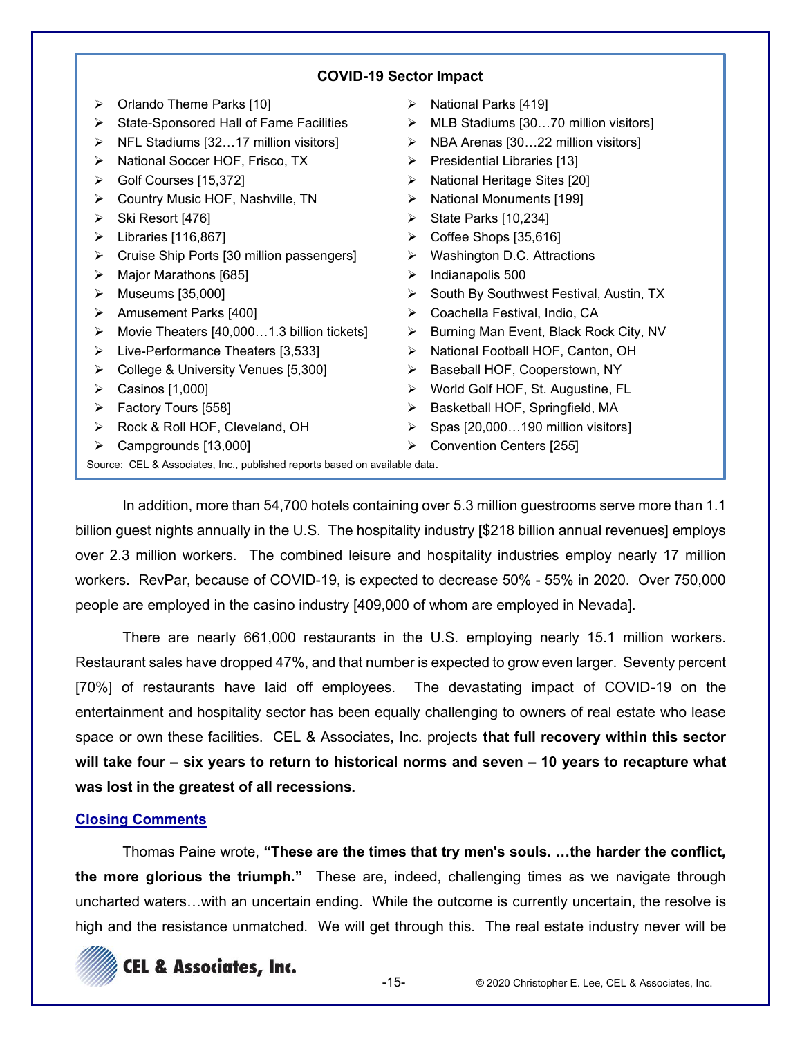**COVID-19 Sector Impact**

- Orlando Theme Parks [10]
- State-Sponsored Hall of Fame Facilities
- NFL Stadiums [32…17 million visitors]
- National Soccer HOF, Frisco, TX
- Golf Courses [15,372]
- Country Music HOF, Nashville, TN
- Ski Resort [476]
- Libraries [116,867]
- Cruise Ship Ports [30 million passengers]
- Major Marathons [685]
- Museums [35,000]
- Amusement Parks [400]
- Movie Theaters [40,000…1.3 billion tickets]
- Live-Performance Theaters [3,533]
- College & University Venues [5,300]
- Casinos [1,000]
- Factory Tours [558]
- Rock & Roll HOF, Cleveland, OH
- Campgrounds [13,000]
- National Parks [419]
- MLB Stadiums [30…70 million visitors]
- NBA Arenas [30…22 million visitors]
- Presidential Libraries [13]
- National Heritage Sites [20]
- National Monuments [199]
- State Parks [10,234]
- Coffee Shops [35,616]
- Washington D.C. Attractions
- Indianapolis 500
- South By Southwest Festival, Austin, TX
- Coachella Festival, Indio, CA
- Burning Man Event, Black Rock City, NV
- National Football HOF, Canton, OH
- Baseball HOF, Cooperstown, NY
- World Golf HOF, St. Augustine, FL
- Basketball HOF, Springfield, MA
- Spas [20,000…190 million visitors]
- Convention Centers [255]

Source: CEL & Associates, Inc., published reports based on available data.

In addition, more than 54,700 hotels containing over 5.3 million guestrooms serve more than 1.1 billion guest nights annually in the U.S. The hospitality industry [$218 billion annual revenues] employs over 2.3 million workers. The combined leisure and hospitality industries employ nearly 17 million workers. RevPar, because of COVID-19, is expected to decrease 50% - 55% in 2020. Over 750,000 people are employed in the casino industry [409,000 of whom are employed in Nevada].

There are nearly 661,000 restaurants in the U.S. employing nearly 15.1 million workers. Restaurant sales have dropped 47%, and that number is expected to grow even larger. Seventy percent [70%] of restaurants have laid off employees. The devastating impact of COVID-19 on the entertainment and hospitality sector has been equally challenging to owners of real estate who lease space or own these facilities. CEL & Associates, Inc. projects **that full recovery within this sector will take four – six years to return to historical norms and seven – 10 years to recapture what was lost in the greatest of all recessions.**

## Closing Comments

Thomas Paine wrote, **"These are the times that try men's souls. …the harder the conflict, the more glorious the triumph."** These are, indeed, challenging times as we navigate through uncharted waters…with an uncertain ending. While the outcome is currently uncertain, the resolve is high and the resistance unmatched. We will get through this. The real estate industry never will be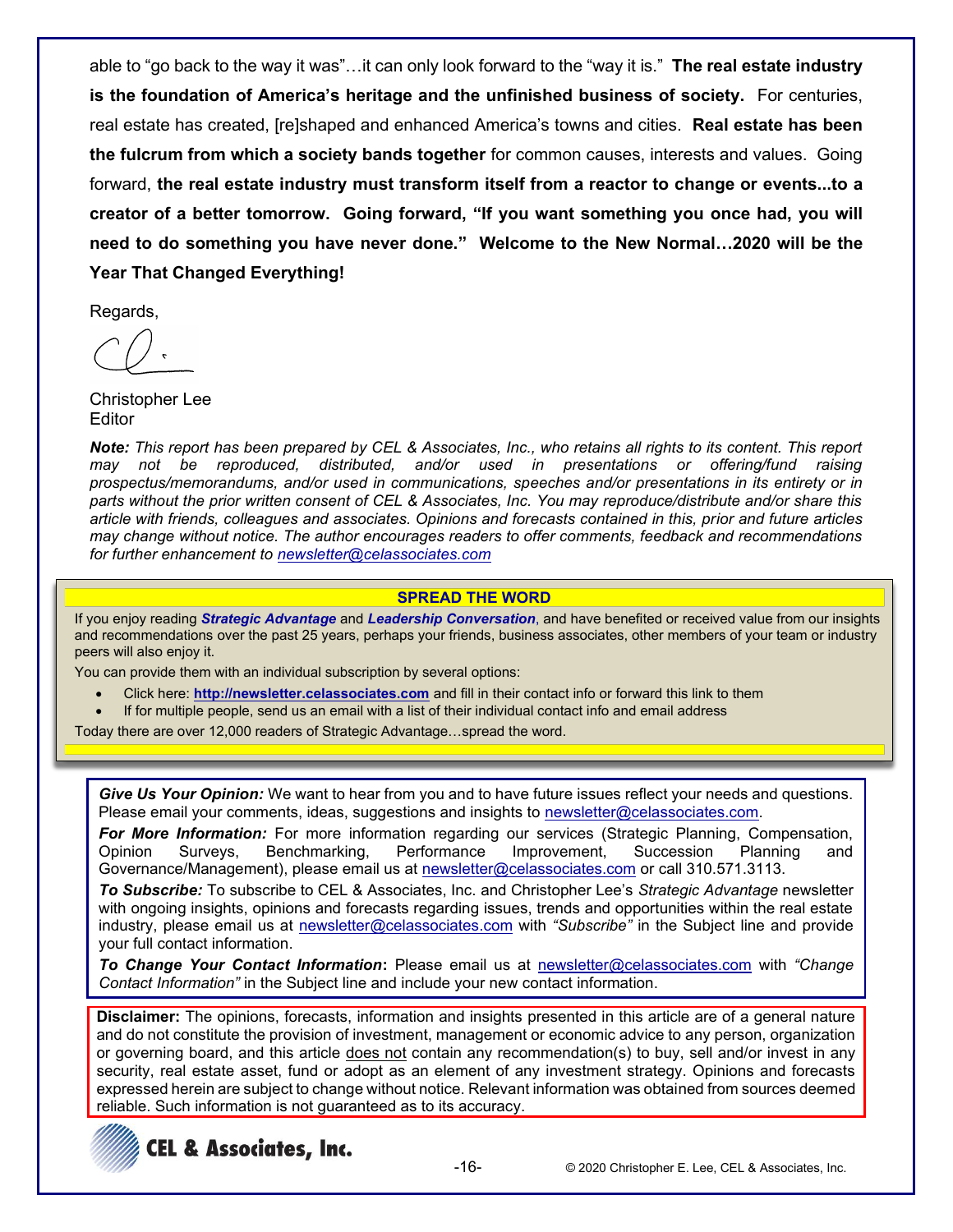able to "go back to the way it was"…it can only look forward to the "way it is." **The real estate industry is the foundation of America's heritage and the unfinished business of society.** For centuries, real estate has created, [re]shaped and enhanced America's towns and cities. **Real estate has been the fulcrum from which a society bands together** for common causes, interests and values. Going forward, **the real estate industry must transform itself from a reactor to change or events...to a creator of a better tomorrow. Going forward, "If you want something you once had, you will need to do something you have never done." Welcome to the New Normal…2020 will be the Year That Changed Everything!**

Regards,

Christopher Lee
Editor

***Note:*** *This report has been prepared by CEL & Associates, Inc., who retains all rights to its content. This report may not be reproduced, distributed, and/or used in presentations or offering/fund raising prospectus/memorandums, and/or used in communications, speeches and/or presentations in its entirety or in parts without the prior written consent of CEL & Associates, Inc. You may reproduce/distribute and/or share this article with friends, colleagues and associates. Opinions and forecasts contained in this, prior and future articles may change without notice. The author encourages readers to offer comments, feedback and recommendations for further enhancement to newsletter@celassociates.com*

**SPREAD THE WORD**

If you enjoy reading ***Strategic Advantage*** and ***Leadership Conversation***, and have benefited or received value from our insights and recommendations over the past 25 years, perhaps your friends, business associates, other members of your team or industry peers will also enjoy it.

You can provide them with an individual subscription by several options:

- Click here: **http://newsletter.celassociates.com** and fill in their contact info or forward this link to them
- If for multiple people, send us an email with a list of their individual contact info and email address

Today there are over 12,000 readers of Strategic Advantage…spread the word.

***Give Us Your Opinion:*** We want to hear from you and to have future issues reflect your needs and questions. Please email your comments, ideas, suggestions and insights to newsletter@celassociates.com.

***For More Information:*** For more information regarding our services (Strategic Planning, Compensation, Opinion Surveys, Benchmarking, Performance Improvement, Succession Planning and Governance/Management), please email us at newsletter@celassociates.com or call 310.571.3113.

***To Subscribe:*** To subscribe to CEL & Associates, Inc. and Christopher Lee's *Strategic Advantage* newsletter with ongoing insights, opinions and forecasts regarding issues, trends and opportunities within the real estate industry, please email us at newsletter@celassociates.com with *"Subscribe"* in the Subject line and provide your full contact information.

***To Change Your Contact Information*:** Please email us at newsletter@celassociates.com with *"Change Contact Information"* in the Subject line and include your new contact information.

**Disclaimer:** The opinions, forecasts, information and insights presented in this article are of a general nature and do not constitute the provision of investment, management or economic advice to any person, organization or governing board, and this article does not contain any recommendation(s) to buy, sell and/or invest in any security, real estate asset, fund or adopt as an element of any investment strategy. Opinions and forecasts expressed herein are subject to change without notice. Relevant information was obtained from sources deemed reliable. Such information is not guaranteed as to its accuracy.

**CEL & Associates, Inc.**

© 2020 Christopher E. Lee, CEL & Associates, Inc.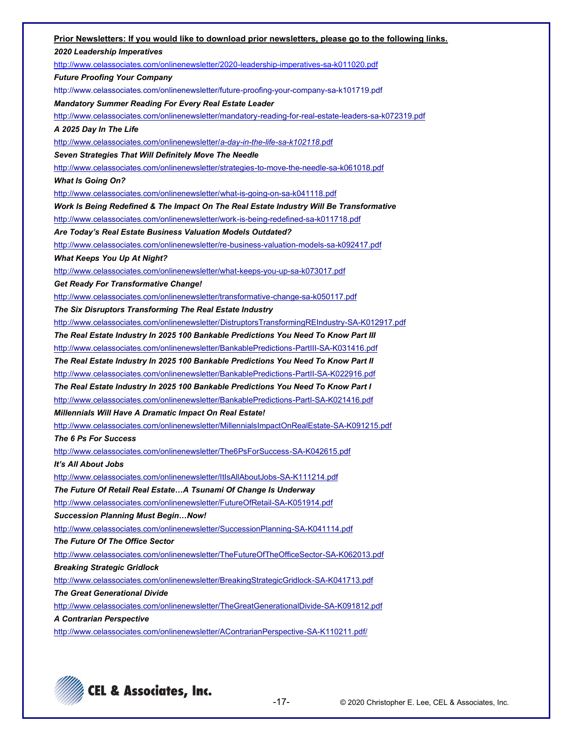**Prior Newsletters: If you would like to download prior newsletters, please go to the following links.**

***2020 Leadership Imperatives***

http://www.celassociates.com/onlinenewsletter/2020-leadership-imperatives-sa-k011020.pdf

***Future Proofing Your Company***

http://www.celassociates.com/onlinenewsletter/future-proofing-your-company-sa-k101719.pdf

***Mandatory Summer Reading For Every Real Estate Leader***

http://www.celassociates.com/onlinenewsletter/mandatory-reading-for-real-estate-leaders-sa-k072319.pdf

***A 2025 Day In The Life***

http://www.celassociates.com/onlinenewsletter/a-day-in-the-life-sa-k102118.pdf

***Seven Strategies That Will Definitely Move The Needle***

http://www.celassociates.com/onlinenewsletter/strategies-to-move-the-needle-sa-k061018.pdf

***What Is Going On?***

http://www.celassociates.com/onlinenewsletter/what-is-going-on-sa-k041118.pdf

***Work Is Being Redefined & The Impact On The Real Estate Industry Will Be Transformative***

http://www.celassociates.com/onlinenewsletter/work-is-being-redefined-sa-k011718.pdf

***Are Today's Real Estate Business Valuation Models Outdated?***

http://www.celassociates.com/onlinenewsletter/re-business-valuation-models-sa-k092417.pdf

***What Keeps You Up At Night?***

http://www.celassociates.com/onlinenewsletter/what-keeps-you-up-sa-k073017.pdf

***Get Ready For Transformative Change!***

http://www.celassociates.com/onlinenewsletter/transformative-change-sa-k050117.pdf

***The Six Disruptors Transforming The Real Estate Industry***

http://www.celassociates.com/onlinenewsletter/DistruptorsTransformingREIndustry-SA-K012917.pdf

***The Real Estate Industry In 2025 100 Bankable Predictions You Need To Know Part III***

http://www.celassociates.com/onlinenewsletter/BankablePredictions-PartIII-SA-K031416.pdf

***The Real Estate Industry In 2025 100 Bankable Predictions You Need To Know Part II***

http://www.celassociates.com/onlinenewsletter/BankablePredictions-PartII-SA-K022916.pdf

***The Real Estate Industry In 2025 100 Bankable Predictions You Need To Know Part I***

http://www.celassociates.com/onlinenewsletter/BankablePredictions-PartI-SA-K021416.pdf

***Millennials Will Have A Dramatic Impact On Real Estate!***

http://www.celassociates.com/onlinenewsletter/MillennialsImpactOnRealEstate-SA-K091215.pdf

***The 6 Ps For Success***

http://www.celassociates.com/onlinenewsletter/The6PsForSuccess-SA-K042615.pdf

***It's All About Jobs***

http://www.celassociates.com/onlinenewsletter/ItIsAllAboutJobs-SA-K111214.pdf

***The Future Of Retail Real Estate…A Tsunami Of Change Is Underway***

http://www.celassociates.com/onlinenewsletter/FutureOfRetail-SA-K051914.pdf

***Succession Planning Must Begin…Now!***

http://www.celassociates.com/onlinenewsletter/SuccessionPlanning-SA-K041114.pdf

***The Future Of The Office Sector***

http://www.celassociates.com/onlinenewsletter/TheFutureOfTheOfficeSector-SA-K062013.pdf

***Breaking Strategic Gridlock***

http://www.celassociates.com/onlinenewsletter/BreakingStrategicGridlock-SA-K041713.pdf

***The Great Generational Divide***

http://www.celassociates.com/onlinenewsletter/TheGreatGenerationalDivide-SA-K091812.pdf

***A Contrarian Perspective***

http://www.celassociates.com/onlinenewsletter/AContrarianPerspective-SA-K110211.pdf/

CEL & Associates, Inc.

© 2020 Christopher E. Lee, CEL & Associates, Inc.